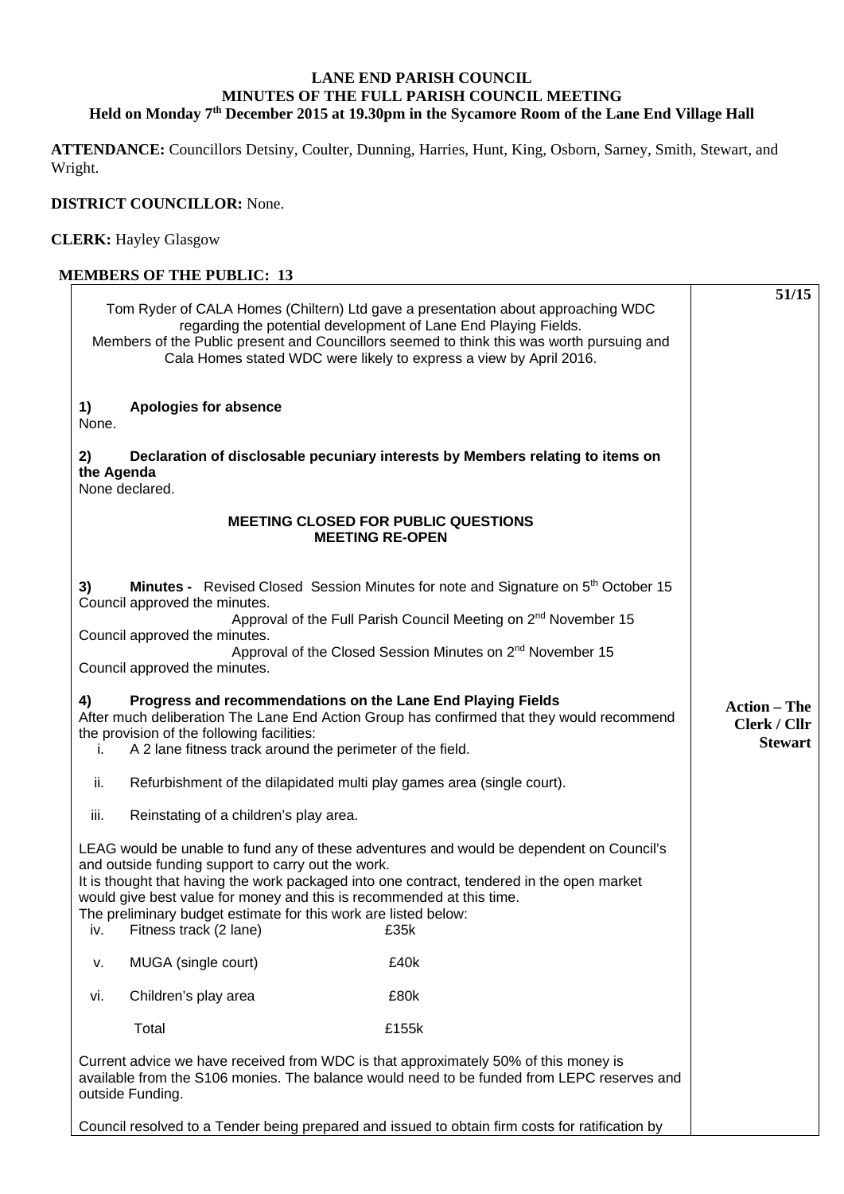**LANE END PARISH COUNCIL**
**MINUTES OF THE FULL PARISH COUNCIL MEETING**
**Held on Monday 7th December 2015 at 19.30pm in the Sycamore Room of the Lane End Village Hall**

**ATTENDANCE:** Councillors Detsiny, Coulter, Dunning, Harries, Hunt, King, Osborn, Sarney, Smith, Stewart, and Wright.

**DISTRICT COUNCILLOR:** None.

**CLERK:** Hayley Glasgow

**MEMBERS OF THE PUBLIC: 13**

**51/15**

Tom Ryder of CALA Homes (Chiltern) Ltd gave a presentation about approaching WDC regarding the potential development of Lane End Playing Fields.
Members of the Public present and Councillors seemed to think this was worth pursuing and Cala Homes stated WDC were likely to express a view by April 2016.

**1) Apologies for absence**
None.

**2) Declaration of disclosable pecuniary interests by Members relating to items on the Agenda**
None declared.

**MEETING CLOSED FOR PUBLIC QUESTIONS**
**MEETING RE-OPEN**

**3) Minutes -** Revised Closed Session Minutes for note and Signature on 5th October 15
Council approved the minutes.
Approval of the Full Parish Council Meeting on 2nd November 15
Council approved the minutes.
Approval of the Closed Session Minutes on 2nd November 15
Council approved the minutes.

**4) Progress and recommendations on the Lane End Playing Fields** — **Action – The Clerk / Cllr Stewart**

After much deliberation The Lane End Action Group has confirmed that they would recommend the provision of the following facilities:

i. A 2 lane fitness track around the perimeter of the field.
ii. Refurbishment of the dilapidated multi play games area (single court).
iii. Reinstating of a children's play area.

LEAG would be unable to fund any of these adventures and would be dependent on Council's and outside funding support to carry out the work.
It is thought that having the work packaged into one contract, tendered in the open market would give best value for money and this is recommended at this time.
The preliminary budget estimate for this work are listed below:

| | Item | Cost |
|---|---|---|
| iv. | Fitness track (2 lane) | £35k |
| v. | MUGA (single court) | £40k |
| vi. | Children's play area | £80k |
| | Total | £155k |

Current advice we have received from WDC is that approximately 50% of this money is available from the S106 monies. The balance would need to be funded from LEPC reserves and outside Funding.

Council resolved to a Tender being prepared and issued to obtain firm costs for ratification by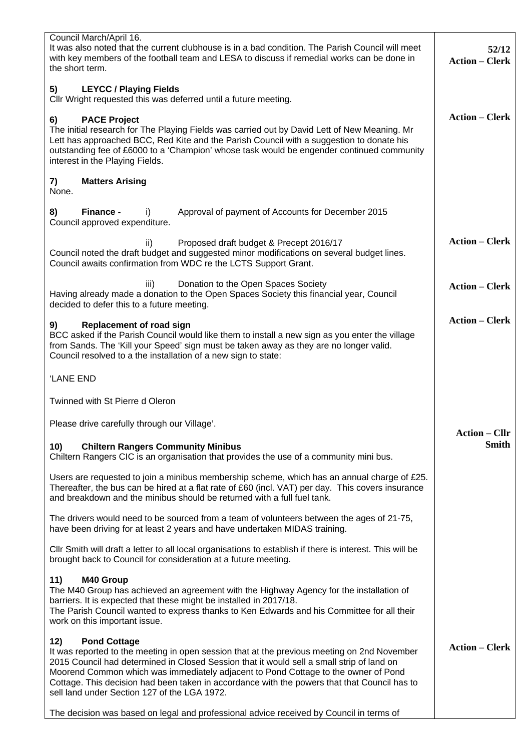Council March/April 16.

It was also noted that the current clubhouse is in a bad condition. The Parish Council will meet with key members of the football team and LESA to discuss if remedial works can be done in the short term.

**52/12**
**Action – Clerk**

**5) LEYCC / Playing Fields**

Cllr Wright requested this was deferred until a future meeting.

**Action – Clerk**

**6) PACE Project**

The initial research for The Playing Fields was carried out by David Lett of New Meaning. Mr Lett has approached BCC, Red Kite and the Parish Council with a suggestion to donate his outstanding fee of £6000 to a 'Champion' whose task would be engender continued community interest in the Playing Fields.

**7) Matters Arising**

None.

**8) Finance -** i) Approval of payment of Accounts for December 2015

Council approved expenditure.

ii) Proposed draft budget & Precept 2016/17

**Action – Clerk**

Council noted the draft budget and suggested minor modifications on several budget lines. Council awaits confirmation from WDC re the LCTS Support Grant.

iii) Donation to the Open Spaces Society

**Action – Clerk**

Having already made a donation to the Open Spaces Society this financial year, Council decided to defer this to a future meeting.

**Action – Clerk**

**9) Replacement of road sign**

BCC asked if the Parish Council would like them to install a new sign as you enter the village from Sands. The 'Kill your Speed' sign must be taken away as they are no longer valid. Council resolved to a the installation of a new sign to state:

'LANE END

Twinned with St Pierre d Oleron

Please drive carefully through our Village'.

**Action – Cllr Smith**

**10) Chiltern Rangers Community Minibus**

Chiltern Rangers CIC is an organisation that provides the use of a community mini bus.

Users are requested to join a minibus membership scheme, which has an annual charge of £25. Thereafter, the bus can be hired at a flat rate of £60 (incl. VAT) per day. This covers insurance and breakdown and the minibus should be returned with a full fuel tank.

The drivers would need to be sourced from a team of volunteers between the ages of 21-75, have been driving for at least 2 years and have undertaken MIDAS training.

Cllr Smith will draft a letter to all local organisations to establish if there is interest. This will be brought back to Council for consideration at a future meeting.

**11) M40 Group**

The M40 Group has achieved an agreement with the Highway Agency for the installation of barriers. It is expected that these might be installed in 2017/18.

The Parish Council wanted to express thanks to Ken Edwards and his Committee for all their work on this important issue.

**Action – Clerk**

**12) Pond Cottage**

It was reported to the meeting in open session that at the previous meeting on 2nd November 2015 Council had determined in Closed Session that it would sell a small strip of land on Moorend Common which was immediately adjacent to Pond Cottage to the owner of Pond Cottage. This decision had been taken in accordance with the powers that that Council has to sell land under Section 127 of the LGA 1972.

The decision was based on legal and professional advice received by Council in terms of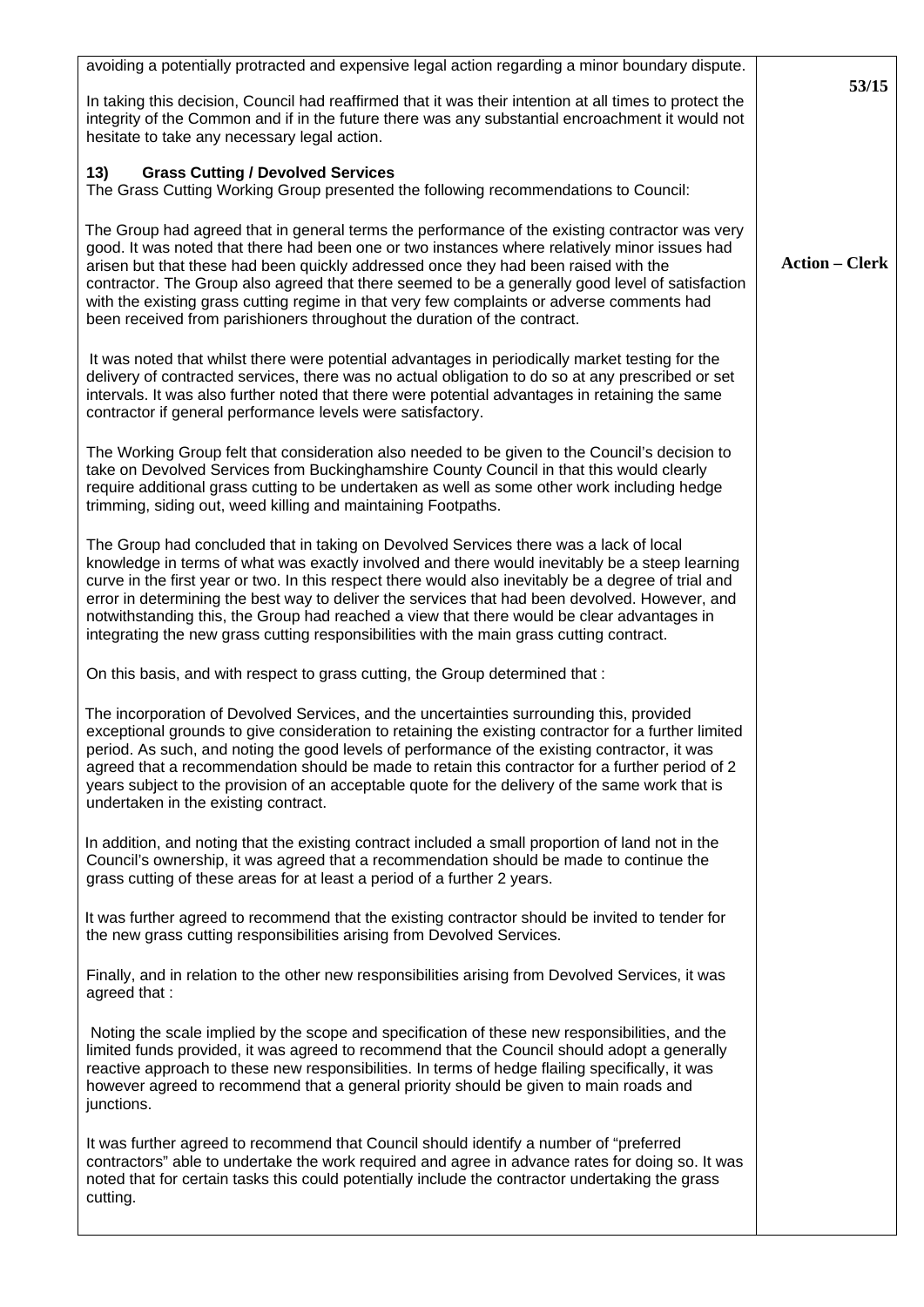avoiding a potentially protracted and expensive legal action regarding a minor boundary dispute.

In taking this decision, Council had reaffirmed that it was their intention at all times to protect the integrity of the Common and if in the future there was any substantial encroachment it would not hesitate to take any necessary legal action.

**53/15**

### 13) Grass Cutting / Devolved Services

The Grass Cutting Working Group presented the following recommendations to Council:

The Group had agreed that in general terms the performance of the existing contractor was very good. It was noted that there had been one or two instances where relatively minor issues had arisen but that these had been quickly addressed once they had been raised with the contractor. The Group also agreed that there seemed to be a generally good level of satisfaction with the existing grass cutting regime in that very few complaints or adverse comments had been received from parishioners throughout the duration of the contract.

**Action – Clerk**

It was noted that whilst there were potential advantages in periodically market testing for the delivery of contracted services, there was no actual obligation to do so at any prescribed or set intervals. It was also further noted that there were potential advantages in retaining the same contractor if general performance levels were satisfactory.

The Working Group felt that consideration also needed to be given to the Council's decision to take on Devolved Services from Buckinghamshire County Council in that this would clearly require additional grass cutting to be undertaken as well as some other work including hedge trimming, siding out, weed killing and maintaining Footpaths.

The Group had concluded that in taking on Devolved Services there was a lack of local knowledge in terms of what was exactly involved and there would inevitably be a steep learning curve in the first year or two. In this respect there would also inevitably be a degree of trial and error in determining the best way to deliver the services that had been devolved. However, and notwithstanding this, the Group had reached a view that there would be clear advantages in integrating the new grass cutting responsibilities with the main grass cutting contract.

On this basis, and with respect to grass cutting, the Group determined that :

The incorporation of Devolved Services, and the uncertainties surrounding this, provided exceptional grounds to give consideration to retaining the existing contractor for a further limited period. As such, and noting the good levels of performance of the existing contractor, it was agreed that a recommendation should be made to retain this contractor for a further period of 2 years subject to the provision of an acceptable quote for the delivery of the same work that is undertaken in the existing contract.

In addition, and noting that the existing contract included a small proportion of land not in the Council's ownership, it was agreed that a recommendation should be made to continue the grass cutting of these areas for at least a period of a further 2 years.

It was further agreed to recommend that the existing contractor should be invited to tender for the new grass cutting responsibilities arising from Devolved Services.

Finally, and in relation to the other new responsibilities arising from Devolved Services, it was agreed that :

Noting the scale implied by the scope and specification of these new responsibilities, and the limited funds provided, it was agreed to recommend that the Council should adopt a generally reactive approach to these new responsibilities. In terms of hedge flailing specifically, it was however agreed to recommend that a general priority should be given to main roads and junctions.

It was further agreed to recommend that Council should identify a number of "preferred contractors" able to undertake the work required and agree in advance rates for doing so. It was noted that for certain tasks this could potentially include the contractor undertaking the grass cutting.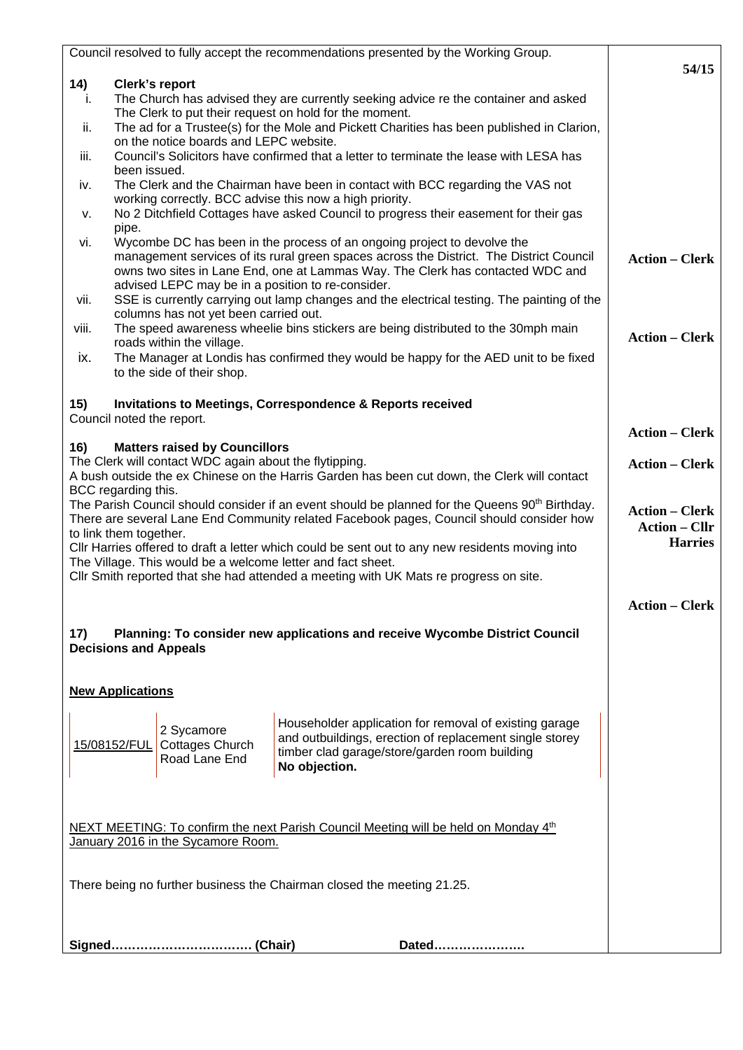Council resolved to fully accept the recommendations presented by the Working Group.

54/15

**14) Clerk's report**

i. The Church has advised they are currently seeking advice re the container and asked The Clerk to put their request on hold for the moment.

ii. The ad for a Trustee(s) for the Mole and Pickett Charities has been published in Clarion, on the notice boards and LEPC website.

iii. Council's Solicitors have confirmed that a letter to terminate the lease with LESA has been issued.

iv. The Clerk and the Chairman have been in contact with BCC regarding the VAS not working correctly. BCC advise this now a high priority.

v. No 2 Ditchfield Cottages have asked Council to progress their easement for their gas pipe.

vi. Wycombe DC has been in the process of an ongoing project to devolve the management services of its rural green spaces across the District. The District Council owns two sites in Lane End, one at Lammas Way. The Clerk has contacted WDC and advised LEPC may be in a position to re-consider. **Action – Clerk**

vii. SSE is currently carrying out lamp changes and the electrical testing. The painting of the columns has not yet been carried out.

viii. The speed awareness wheelie bins stickers are being distributed to the 30mph main roads within the village. **Action – Clerk**

ix. The Manager at Londis has confirmed they would be happy for the AED unit to be fixed to the side of their shop.

**15) Invitations to Meetings, Correspondence & Reports received**

Council noted the report.

**16) Matters raised by Councillors**

The Clerk will contact WDC again about the flytipping. **Action – Clerk**

A bush outside the ex Chinese on the Harris Garden has been cut down, the Clerk will contact BCC regarding this. **Action – Clerk**

The Parish Council should consider if an event should be planned for the Queens 90th Birthday. **Action – Clerk**

There are several Lane End Community related Facebook pages, Council should consider how to link them together. **Action – Cllr Harries**

Cllr Harries offered to draft a letter which could be sent out to any new residents moving into The Village. This would be a welcome letter and fact sheet.

Cllr Smith reported that she had attended a meeting with UK Mats re progress on site. **Action – Clerk**

**17) Planning: To consider new applications and receive Wycombe District Council Decisions and Appeals**

**New Applications**

| | | |
|---|---|---|
| 15/08152/FUL | 2 Sycamore Cottages Church Road Lane End | Householder application for removal of existing garage and outbuildings, erection of replacement single storey timber clad garage/store/garden room building **No objection.** |

NEXT MEETING: To confirm the next Parish Council Meeting will be held on Monday 4th January 2016 in the Sycamore Room.

There being no further business the Chairman closed the meeting 21.25.

**Signed…………………………… (Chair) Dated…………………**